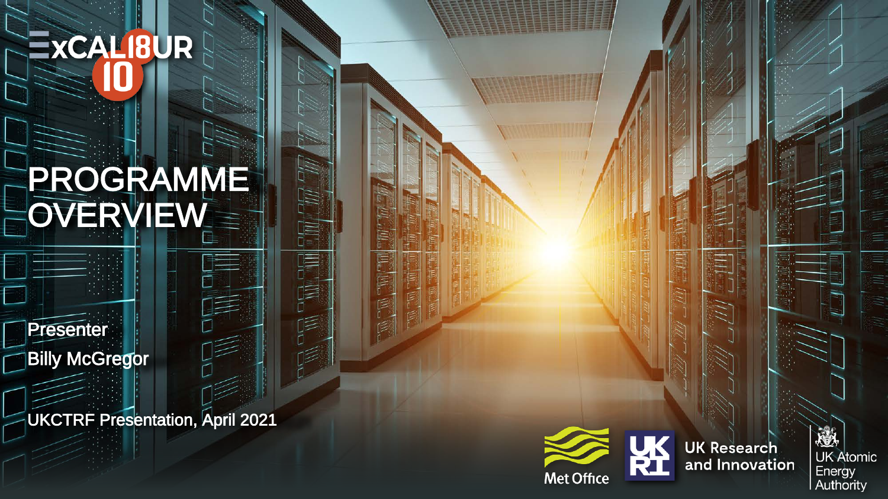ExCALIBUR 10

# PROGRAMME OVERVIEW

**Presenter**

**Billy McGregor**

UKCTRF Presentation, April 2021

Met Office

UK Research and Innovation

UK Atomic Energy Authority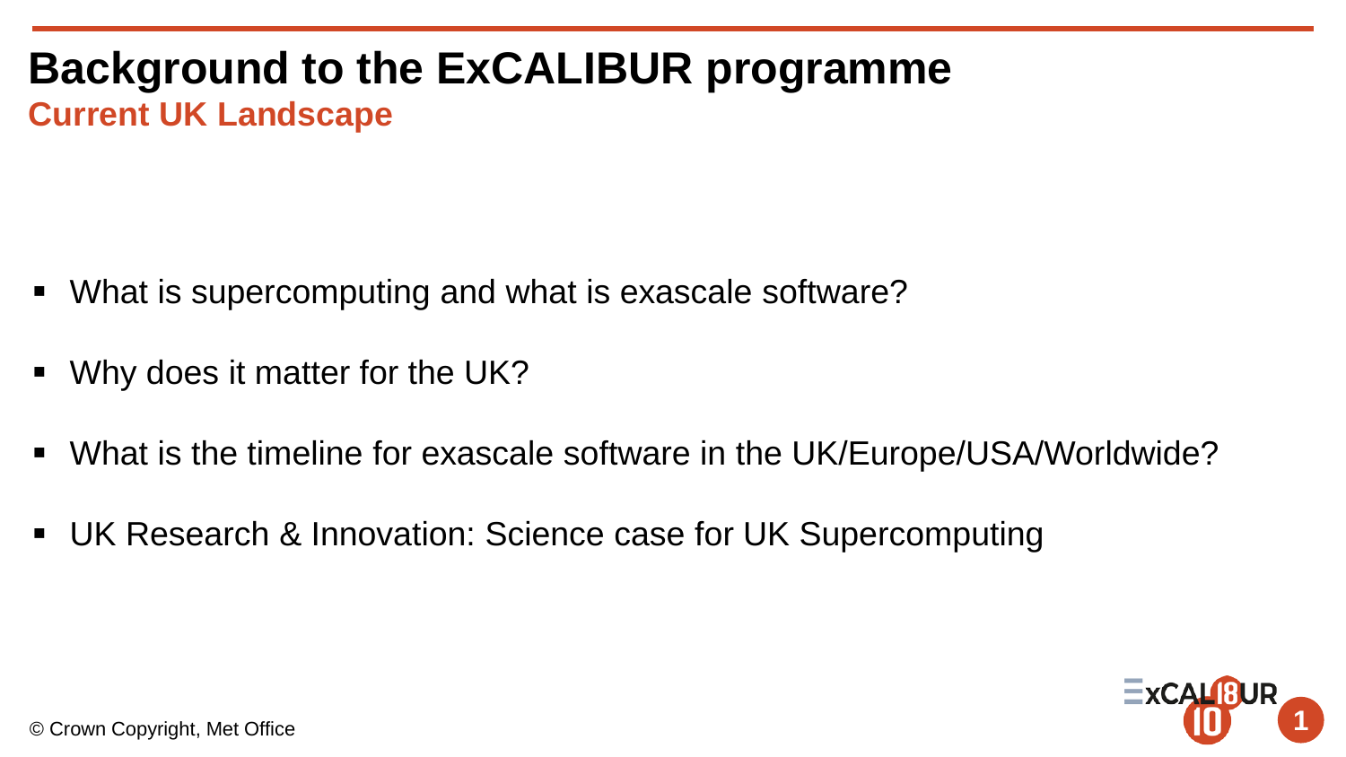# Background to the ExCALIBUR programme

## Current UK Landscape

- What is supercomputing and what is exascale software?
- Why does it matter for the UK?
- What is the timeline for exascale software in the UK/Europe/USA/Worldwide?
- UK Research & Innovation: Science case for UK Supercomputing

© Crown Copyright, Met Office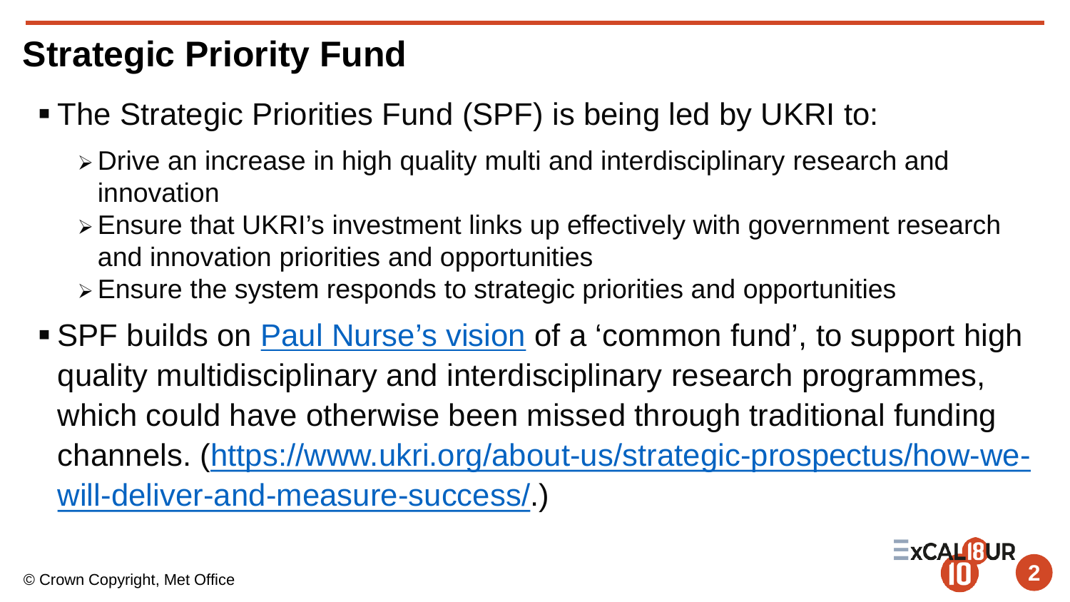# Strategic Priority Fund

- The Strategic Priorities Fund (SPF) is being led by UKRI to:
  - Drive an increase in high quality multi and interdisciplinary research and innovation
  - Ensure that UKRI's investment links up effectively with government research and innovation priorities and opportunities
  - Ensure the system responds to strategic priorities and opportunities
- SPF builds on [Paul Nurse's vision](https://www.ukri.org/about-us/strategic-prospectus/how-we-will-deliver-and-measure-success/) of a 'common fund', to support high quality multidisciplinary and interdisciplinary research programmes, which could have otherwise been missed through traditional funding channels. ([https://www.ukri.org/about-us/strategic-prospectus/how-we-will-deliver-and-measure-success/](https://www.ukri.org/about-us/strategic-prospectus/how-we-will-deliver-and-measure-success/).)

© Crown Copyright, Met Office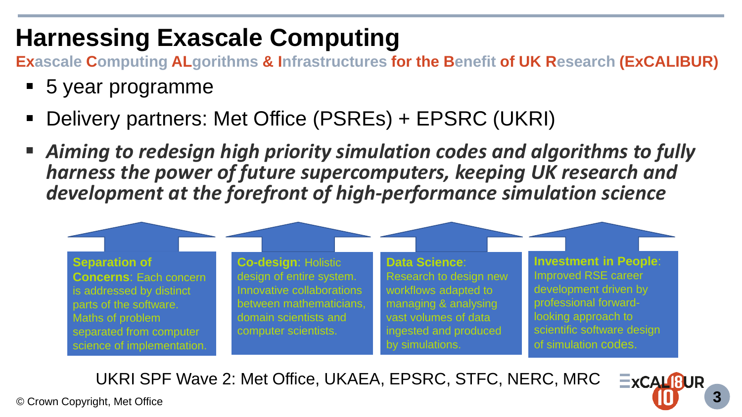# Harnessing Exascale Computing

**Exascale Computing ALgorithms & Infrastructures for the Benefit of UK Research (ExCALIBUR)**

- 5 year programme
- Delivery partners: Met Office (PSREs) + EPSRC (UKRI)
- ***Aiming to redesign high priority simulation codes and algorithms to fully harness the power of future supercomputers, keeping UK research and development at the forefront of high-performance simulation science***

**Separation of Concerns**: Each concern is addressed by distinct parts of the software. Maths of problem separated from computer science of implementation.

**Co-design**: Holistic design of entire system. Innovative collaborations between mathematicians, domain scientists and computer scientists.

**Data Science**: Research to design new workflows adapted to managing & analysing vast volumes of data ingested and produced by simulations.

**Investment in People**: Improved RSE career development driven by professional forward-looking approach to scientific software design of simulation codes.

UKRI SPF Wave 2: Met Office, UKAEA, EPSRC, STFC, NERC, MRC

© Crown Copyright, Met Office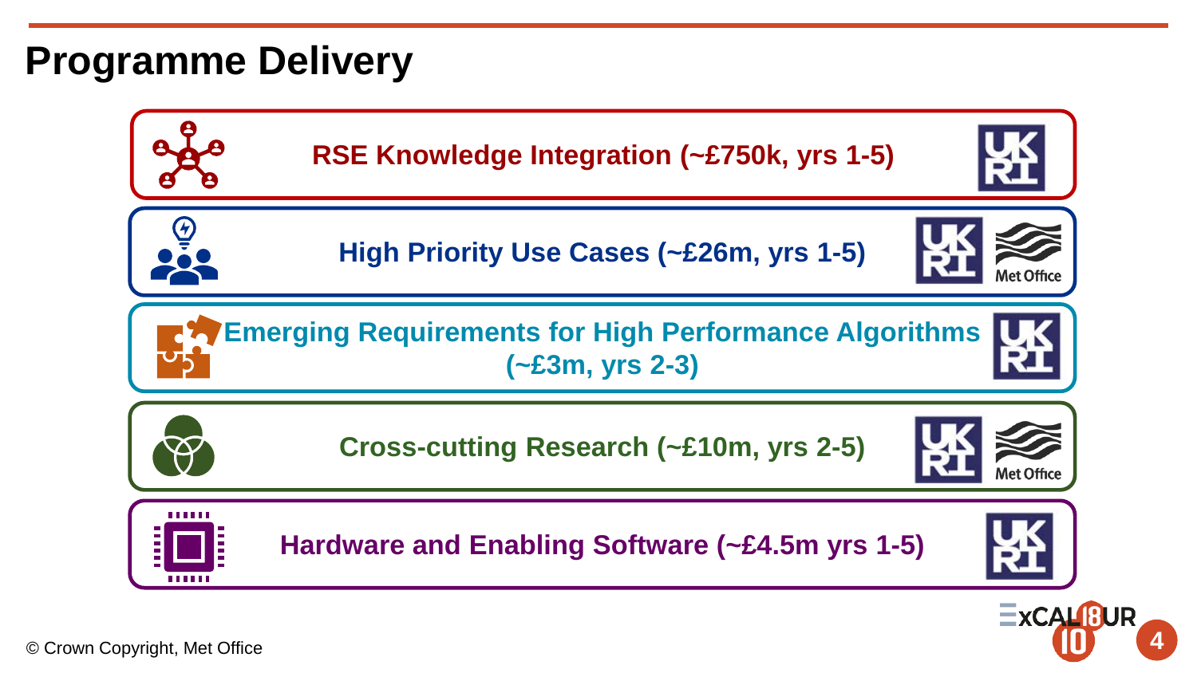# Programme Delivery

- **RSE Knowledge Integration (~£750k, yrs 1-5)** — UKRI
- **High Priority Use Cases (~£26m, yrs 1-5)** — UKRI, Met Office
- **Emerging Requirements for High Performance Algorithms (~£3m, yrs 2-3)** — UKRI
- **Cross-cutting Research (~£10m, yrs 2-5)** — UKRI, Met Office
- **Hardware and Enabling Software (~£4.5m yrs 1-5)** — UKRI

© Crown Copyright, Met Office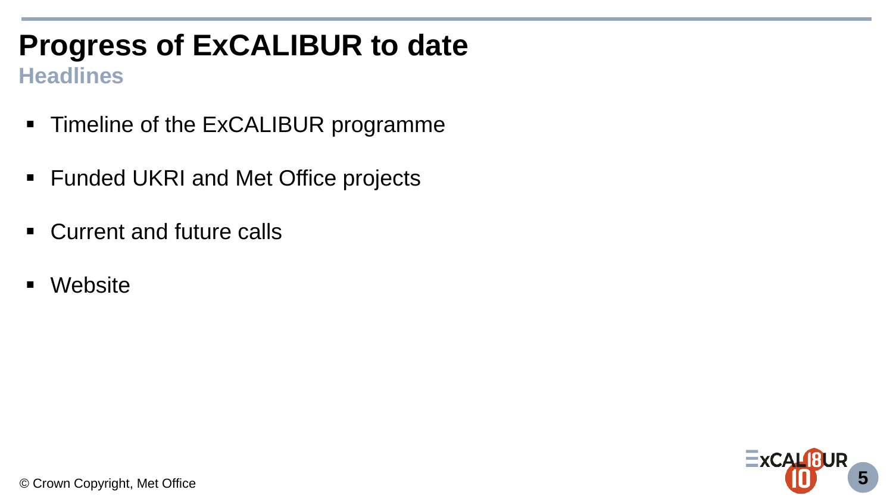# Progress of ExCALIBUR to date

## Headlines

- Timeline of the ExCALIBUR programme
- Funded UKRI and Met Office projects
- Current and future calls
- Website

© Crown Copyright, Met Office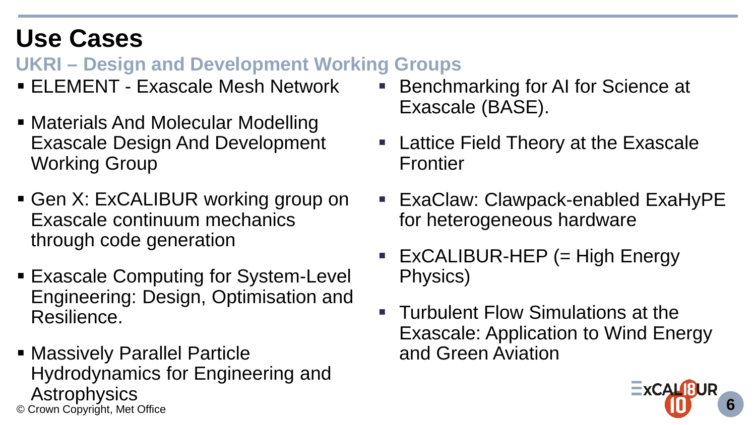# Use Cases

## UKRI – Design and Development Working Groups

- ELEMENT - Exascale Mesh Network
- Materials And Molecular Modelling Exascale Design And Development Working Group
- Gen X: ExCALIBUR working group on Exascale continuum mechanics through code generation
- Exascale Computing for System-Level Engineering: Design, Optimisation and Resilience.
- Massively Parallel Particle Hydrodynamics for Engineering and Astrophysics
- Benchmarking for AI for Science at Exascale (BASE).
- Lattice Field Theory at the Exascale Frontier
- ExaClaw: Clawpack-enabled ExaHyPE for heterogeneous hardware
- ExCALIBUR-HEP (= High Energy Physics)
- Turbulent Flow Simulations at the Exascale: Application to Wind Energy and Green Aviation

© Crown Copyright, Met Office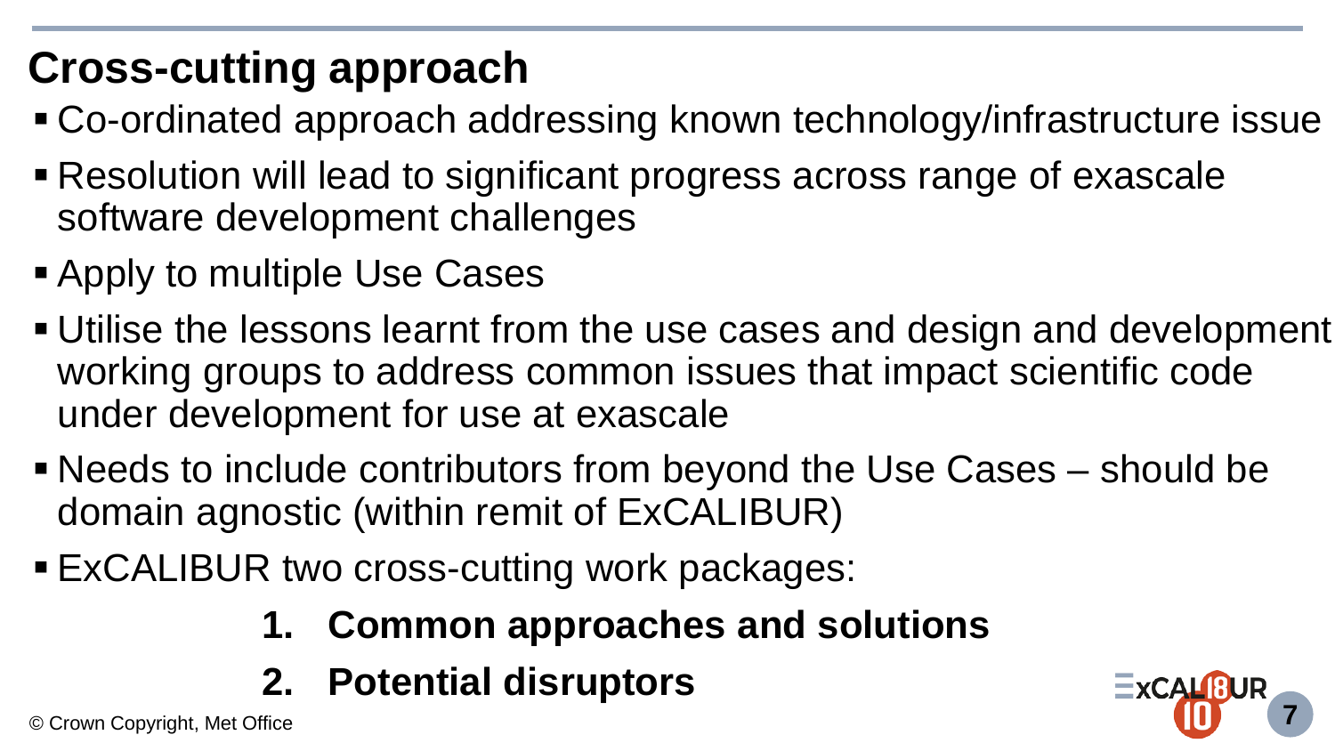# Cross-cutting approach

- Co-ordinated approach addressing known technology/infrastructure issue
- Resolution will lead to significant progress across range of exascale software development challenges
- Apply to multiple Use Cases
- Utilise the lessons learnt from the use cases and design and development working groups to address common issues that impact scientific code under development for use at exascale
- Needs to include contributors from beyond the Use Cases – should be domain agnostic (within remit of ExCALIBUR)
- ExCALIBUR two cross-cutting work packages:

  1. **Common approaches and solutions**
  2. **Potential disruptors**

© Crown Copyright, Met Office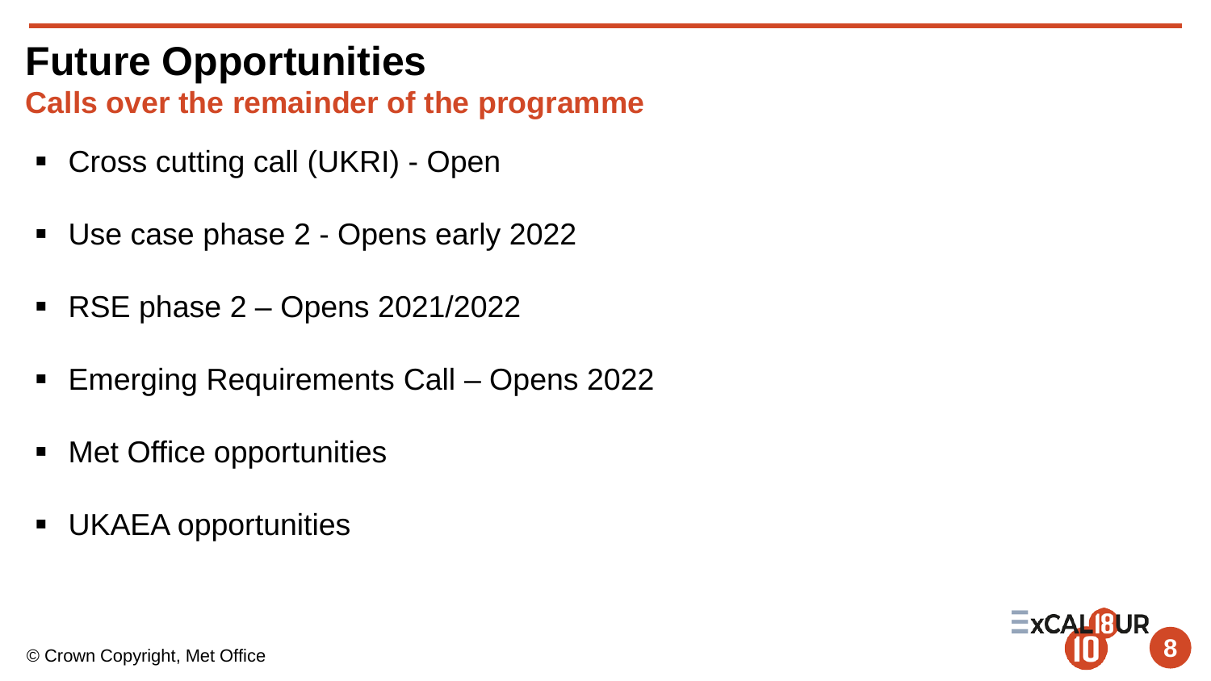# Future Opportunities

## Calls over the remainder of the programme

- Cross cutting call (UKRI) - Open
- Use case phase 2 - Opens early 2022
- RSE phase 2 – Opens 2021/2022
- Emerging Requirements Call – Opens 2022
- Met Office opportunities
- UKAEA opportunities

© Crown Copyright, Met Office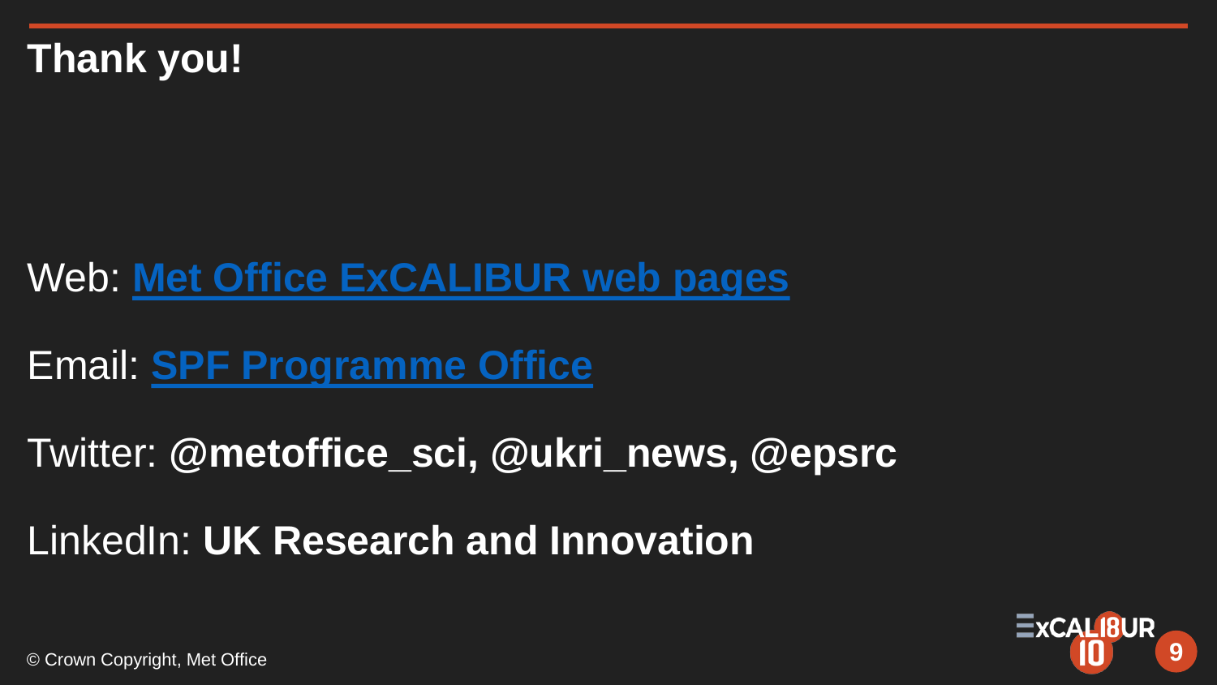# Thank you!

Web: **Met Office ExCALIBUR web pages**

Email: **SPF Programme Office**

Twitter: **@metoffice_sci, @ukri_news, @epsrc**

LinkedIn: **UK Research and Innovation**

© Crown Copyright, Met Office